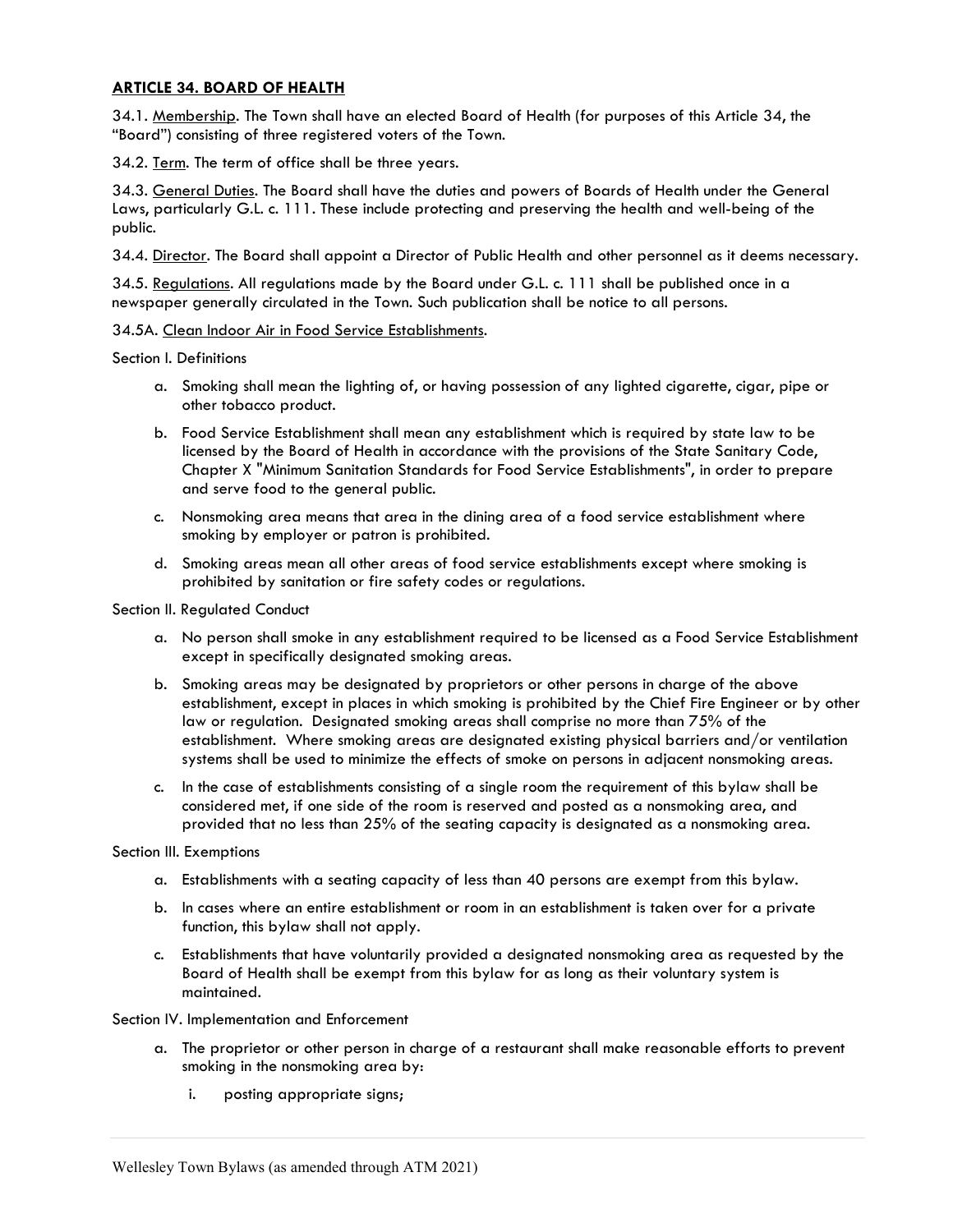## ARTICLE 34. BOARD OF HEALTH

34.1. Membership. The Town shall have an elected Board of Health (for purposes of this Article 34, the "Board") consisting of three registered voters of the Town.

34.2. Term. The term of office shall be three years.

34.3. General Duties. The Board shall have the duties and powers of Boards of Health under the General Laws, particularly G.L. c. 111. These include protecting and preserving the health and well-being of the public.

34.4. Director. The Board shall appoint a Director of Public Health and other personnel as it deems necessary.

34.5. Regulations. All regulations made by the Board under G.L. c. 111 shall be published once in a newspaper generally circulated in the Town. Such publication shall be notice to all persons.

34.5A. Clean Indoor Air in Food Service Establishments.

Section I. Definitions

a. Smoking shall mean the lighting of, or having possession of any lighted cigarette, cigar, pipe or other tobacco product.
b. Food Service Establishment shall mean any establishment which is required by state law to be licensed by the Board of Health in accordance with the provisions of the State Sanitary Code, Chapter X "Minimum Sanitation Standards for Food Service Establishments", in order to prepare and serve food to the general public.
c. Nonsmoking area means that area in the dining area of a food service establishment where smoking by employer or patron is prohibited.
d. Smoking areas mean all other areas of food service establishments except where smoking is prohibited by sanitation or fire safety codes or regulations.

Section II. Regulated Conduct

a. No person shall smoke in any establishment required to be licensed as a Food Service Establishment except in specifically designated smoking areas.
b. Smoking areas may be designated by proprietors or other persons in charge of the above establishment, except in places in which smoking is prohibited by the Chief Fire Engineer or by other law or regulation. Designated smoking areas shall comprise no more than 75% of the establishment. Where smoking areas are designated existing physical barriers and/or ventilation systems shall be used to minimize the effects of smoke on persons in adjacent nonsmoking areas.
c. In the case of establishments consisting of a single room the requirement of this bylaw shall be considered met, if one side of the room is reserved and posted as a nonsmoking area, and provided that no less than 25% of the seating capacity is designated as a nonsmoking area.

Section III. Exemptions

a. Establishments with a seating capacity of less than 40 persons are exempt from this bylaw.
b. In cases where an entire establishment or room in an establishment is taken over for a private function, this bylaw shall not apply.
c. Establishments that have voluntarily provided a designated nonsmoking area as requested by the Board of Health shall be exempt from this bylaw for as long as their voluntary system is maintained.

Section IV. Implementation and Enforcement

a. The proprietor or other person in charge of a restaurant shall make reasonable efforts to prevent smoking in the nonsmoking area by:
    i. posting appropriate signs;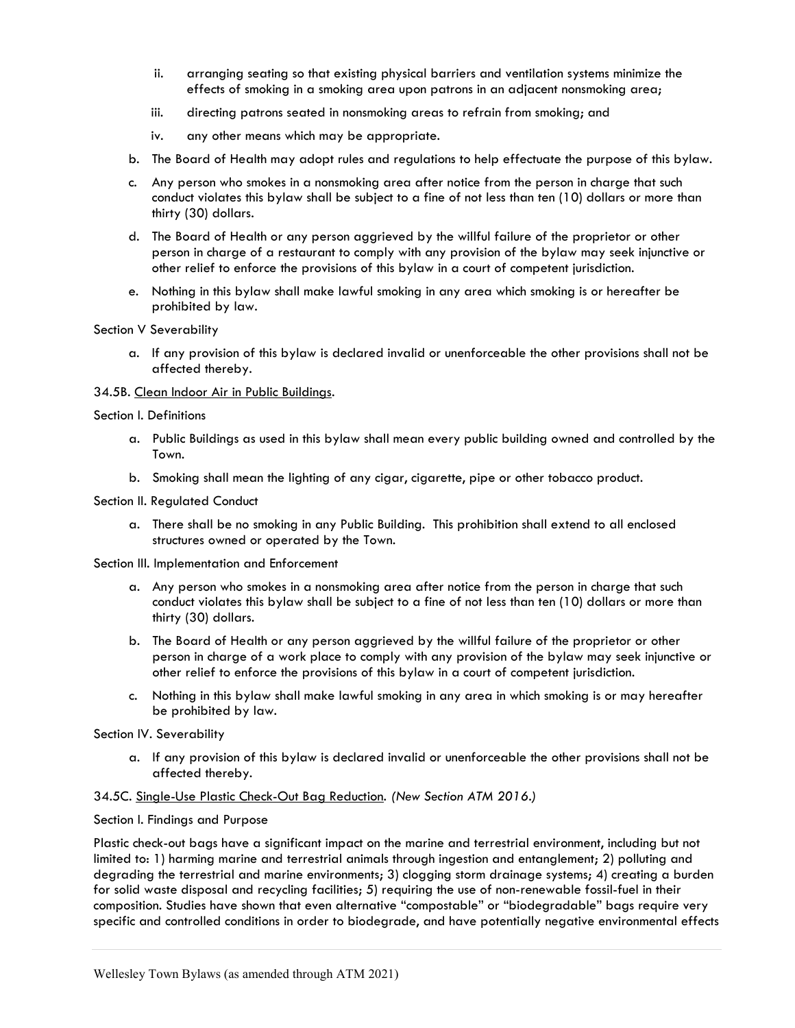ii. arranging seating so that existing physical barriers and ventilation systems minimize the effects of smoking in a smoking area upon patrons in an adjacent nonsmoking area;

iii. directing patrons seated in nonsmoking areas to refrain from smoking; and

iv. any other means which may be appropriate.

b. The Board of Health may adopt rules and regulations to help effectuate the purpose of this bylaw.

c. Any person who smokes in a nonsmoking area after notice from the person in charge that such conduct violates this bylaw shall be subject to a fine of not less than ten (10) dollars or more than thirty (30) dollars.

d. The Board of Health or any person aggrieved by the willful failure of the proprietor or other person in charge of a restaurant to comply with any provision of the bylaw may seek injunctive or other relief to enforce the provisions of this bylaw in a court of competent jurisdiction.

e. Nothing in this bylaw shall make lawful smoking in any area which smoking is or hereafter be prohibited by law.

Section V Severability

a. If any provision of this bylaw is declared invalid or unenforceable the other provisions shall not be affected thereby.

34.5B. Clean Indoor Air in Public Buildings.

Section I. Definitions

a. Public Buildings as used in this bylaw shall mean every public building owned and controlled by the Town.

b. Smoking shall mean the lighting of any cigar, cigarette, pipe or other tobacco product.

Section II. Regulated Conduct

a. There shall be no smoking in any Public Building. This prohibition shall extend to all enclosed structures owned or operated by the Town.

Section III. Implementation and Enforcement

a. Any person who smokes in a nonsmoking area after notice from the person in charge that such conduct violates this bylaw shall be subject to a fine of not less than ten (10) dollars or more than thirty (30) dollars.

b. The Board of Health or any person aggrieved by the willful failure of the proprietor or other person in charge of a work place to comply with any provision of the bylaw may seek injunctive or other relief to enforce the provisions of this bylaw in a court of competent jurisdiction.

c. Nothing in this bylaw shall make lawful smoking in any area in which smoking is or may hereafter be prohibited by law.

Section IV. Severability

a. If any provision of this bylaw is declared invalid or unenforceable the other provisions shall not be affected thereby.

34.5C. Single-Use Plastic Check-Out Bag Reduction. *(New Section ATM 2016.)*

Section I. Findings and Purpose

Plastic check-out bags have a significant impact on the marine and terrestrial environment, including but not limited to: 1) harming marine and terrestrial animals through ingestion and entanglement; 2) polluting and degrading the terrestrial and marine environments; 3) clogging storm drainage systems; 4) creating a burden for solid waste disposal and recycling facilities; 5) requiring the use of non-renewable fossil-fuel in their composition. Studies have shown that even alternative "compostable" or "biodegradable" bags require very specific and controlled conditions in order to biodegrade, and have potentially negative environmental effects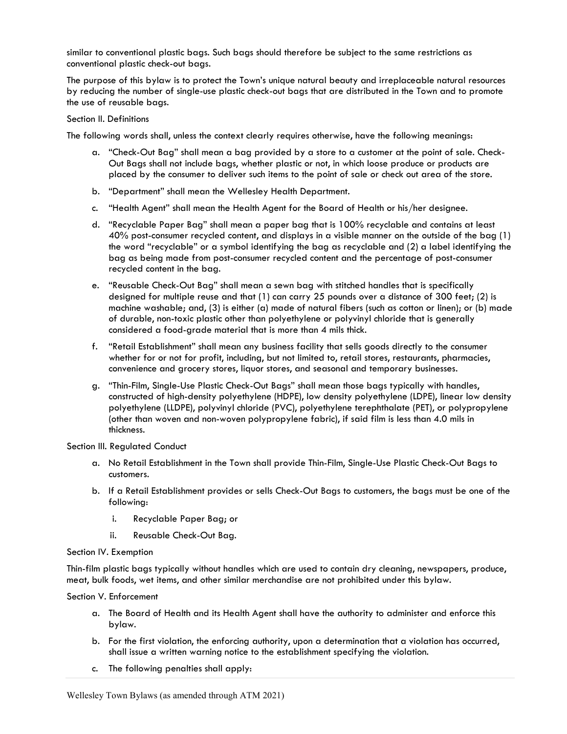similar to conventional plastic bags. Such bags should therefore be subject to the same restrictions as conventional plastic check-out bags.

The purpose of this bylaw is to protect the Town's unique natural beauty and irreplaceable natural resources by reducing the number of single-use plastic check-out bags that are distributed in the Town and to promote the use of reusable bags.

Section II. Definitions

The following words shall, unless the context clearly requires otherwise, have the following meanings:

a. "Check-Out Bag" shall mean a bag provided by a store to a customer at the point of sale. Check-Out Bags shall not include bags, whether plastic or not, in which loose produce or products are placed by the consumer to deliver such items to the point of sale or check out area of the store.

b. "Department" shall mean the Wellesley Health Department.

c. "Health Agent" shall mean the Health Agent for the Board of Health or his/her designee.

d. "Recyclable Paper Bag" shall mean a paper bag that is 100% recyclable and contains at least 40% post-consumer recycled content, and displays in a visible manner on the outside of the bag (1) the word "recyclable" or a symbol identifying the bag as recyclable and (2) a label identifying the bag as being made from post-consumer recycled content and the percentage of post-consumer recycled content in the bag.

e. "Reusable Check-Out Bag" shall mean a sewn bag with stitched handles that is specifically designed for multiple reuse and that (1) can carry 25 pounds over a distance of 300 feet; (2) is machine washable; and, (3) is either (a) made of natural fibers (such as cotton or linen); or (b) made of durable, non-toxic plastic other than polyethylene or polyvinyl chloride that is generally considered a food-grade material that is more than 4 mils thick.

f. "Retail Establishment" shall mean any business facility that sells goods directly to the consumer whether for or not for profit, including, but not limited to, retail stores, restaurants, pharmacies, convenience and grocery stores, liquor stores, and seasonal and temporary businesses.

g. "Thin-Film, Single-Use Plastic Check-Out Bags" shall mean those bags typically with handles, constructed of high-density polyethylene (HDPE), low density polyethylene (LDPE), linear low density polyethylene (LLDPE), polyvinyl chloride (PVC), polyethylene terephthalate (PET), or polypropylene (other than woven and non-woven polypropylene fabric), if said film is less than 4.0 mils in thickness.

Section III. Regulated Conduct

a. No Retail Establishment in the Town shall provide Thin-Film, Single-Use Plastic Check-Out Bags to customers.

b. If a Retail Establishment provides or sells Check-Out Bags to customers, the bags must be one of the following:

   i. Recyclable Paper Bag; or

   ii. Reusable Check-Out Bag.

Section IV. Exemption

Thin-film plastic bags typically without handles which are used to contain dry cleaning, newspapers, produce, meat, bulk foods, wet items, and other similar merchandise are not prohibited under this bylaw.

Section V. Enforcement

a. The Board of Health and its Health Agent shall have the authority to administer and enforce this bylaw.

b. For the first violation, the enforcing authority, upon a determination that a violation has occurred, shall issue a written warning notice to the establishment specifying the violation.

c. The following penalties shall apply: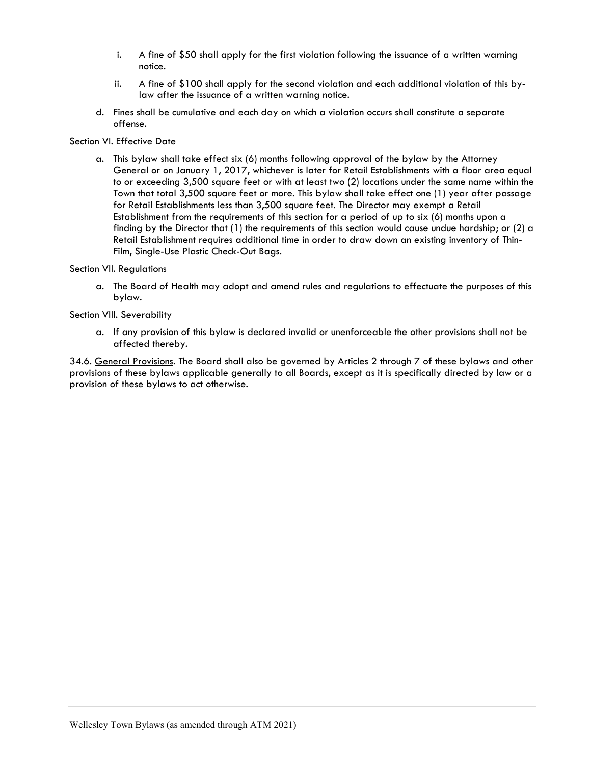i. A fine of $50 shall apply for the first violation following the issuance of a written warning notice.

   ii. A fine of $100 shall apply for the second violation and each additional violation of this by-law after the issuance of a written warning notice.

d. Fines shall be cumulative and each day on which a violation occurs shall constitute a separate offense.

Section VI. Effective Date

a. This bylaw shall take effect six (6) months following approval of the bylaw by the Attorney General or on January 1, 2017, whichever is later for Retail Establishments with a floor area equal to or exceeding 3,500 square feet or with at least two (2) locations under the same name within the Town that total 3,500 square feet or more. This bylaw shall take effect one (1) year after passage for Retail Establishments less than 3,500 square feet. The Director may exempt a Retail Establishment from the requirements of this section for a period of up to six (6) months upon a finding by the Director that (1) the requirements of this section would cause undue hardship; or (2) a Retail Establishment requires additional time in order to draw down an existing inventory of Thin-Film, Single-Use Plastic Check-Out Bags.

Section VII. Regulations

a. The Board of Health may adopt and amend rules and regulations to effectuate the purposes of this bylaw.

Section VIII. Severability

a. If any provision of this bylaw is declared invalid or unenforceable the other provisions shall not be affected thereby.

34.6. <u>General Provisions</u>. The Board shall also be governed by Articles 2 through 7 of these bylaws and other provisions of these bylaws applicable generally to all Boards, except as it is specifically directed by law or a provision of these bylaws to act otherwise.